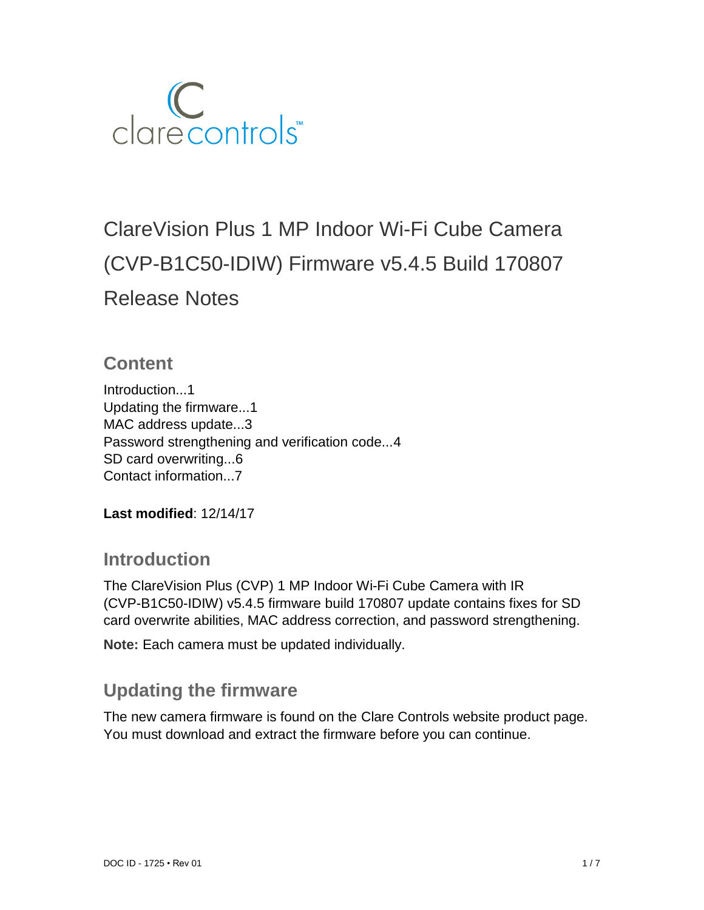clarecontrols™

# ClareVision Plus 1 MP Indoor Wi-Fi Cube Camera (CVP-B1C50-IDIW) Firmware v5.4.5 Build 170807 Release Notes

## Content

Introduction...1
Updating the firmware...1
MAC address update...3
Password strengthening and verification code...4
SD card overwriting...6
Contact information...7

**Last modified**: 12/14/17

## Introduction

The ClareVision Plus (CVP) 1 MP Indoor Wi-Fi Cube Camera with IR (CVP-B1C50-IDIW) v5.4.5 firmware build 170807 update contains fixes for SD card overwrite abilities, MAC address correction, and password strengthening.

**Note:** Each camera must be updated individually.

## Updating the firmware

The new camera firmware is found on the Clare Controls website product page. You must download and extract the firmware before you can continue.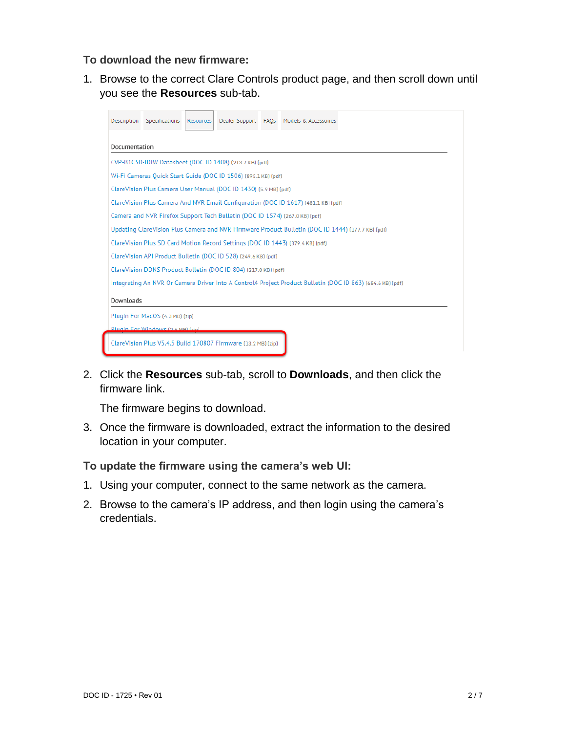**To download the new firmware:**

1. Browse to the correct Clare Controls product page, and then scroll down until you see the **Resources** sub-tab.

   Description | Specifications | Resources | Dealer Support | FAQs | Models & Accessories

   Documentation

   CVP-B1C50-IDIW Datasheet (DOC ID 1408) (213.7 KB) (pdf)
   Wi-Fi Cameras Quick Start Guide (DOC ID 1506) (893.1 KB) (pdf)
   ClareVision Plus Camera User Manual (DOC ID 1430) (5.9 MB) (pdf)
   ClareVision Plus Camera And NVR Email Configuration (DOC ID 1617) (481.1 KB) (pdf)
   Camera and NVR Firefox Support Tech Bulletin (DOC ID 1574) (267.0 KB) (pdf)
   Updating ClareVision Plus Camera and NVR Firmware Product Bulletin (DOC ID 1444) (177.7 KB) (pdf)
   ClareVision Plus SD Card Motion Record Settings (DOC ID 1443) (379.4 KB) (pdf)
   ClareVision API Product Bulletin (DOC ID 528) (249.6 KB) (pdf)
   ClareVision DDNS Product Bulletin (DOC ID 804) (217.0 KB) (pdf)
   Integrating An NVR Or Camera Driver Into A Control4 Project Product Bulletin (DOC ID 863) (684.6 KB) (pdf)

   Downloads

   Plugin For MacOS (4.3 MB) (zip)
   Plugin For Windows (2.4 MB) (zip)
   ClareVision Plus V5.4.5 Build 170807 Firmware (13.2 MB) (zip)

2. Click the **Resources** sub-tab, scroll to **Downloads**, and then click the firmware link.

   The firmware begins to download.

3. Once the firmware is downloaded, extract the information to the desired location in your computer.

**To update the firmware using the camera's web UI:**

1. Using your computer, connect to the same network as the camera.
2. Browse to the camera's IP address, and then login using the camera's credentials.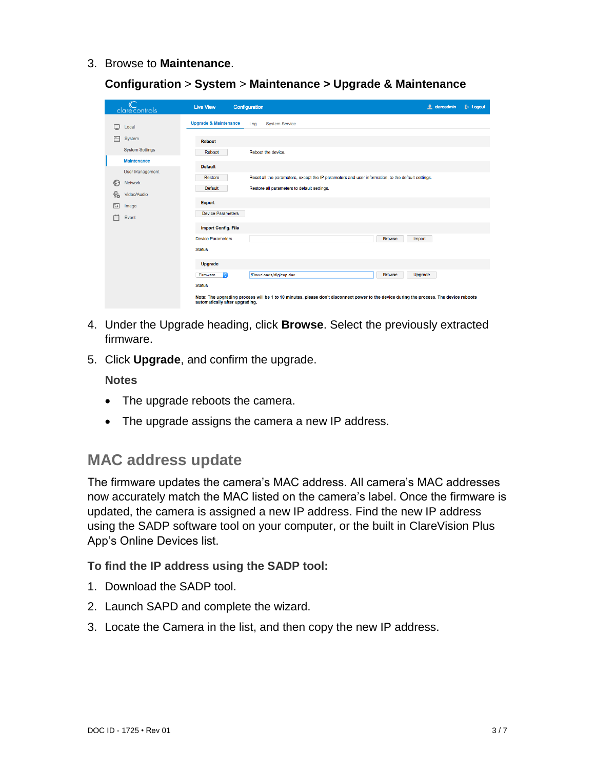3. Browse to **Maintenance**.

   **Configuration** > **System** > **Maintenance > Upgrade & Maintenance**

4. Under the Upgrade heading, click **Browse**. Select the previously extracted firmware.
5. Click **Upgrade**, and confirm the upgrade.

   **Notes**

   - The upgrade reboots the camera.
   - The upgrade assigns the camera a new IP address.

## MAC address update

The firmware updates the camera's MAC address. All camera's MAC addresses now accurately match the MAC listed on the camera's label. Once the firmware is updated, the camera is assigned a new IP address. Find the new IP address using the SADP software tool on your computer, or the built in ClareVision Plus App's Online Devices list.

### To find the IP address using the SADP tool:

1. Download the SADP tool.
2. Launch SAPD and complete the wizard.
3. Locate the Camera in the list, and then copy the new IP address.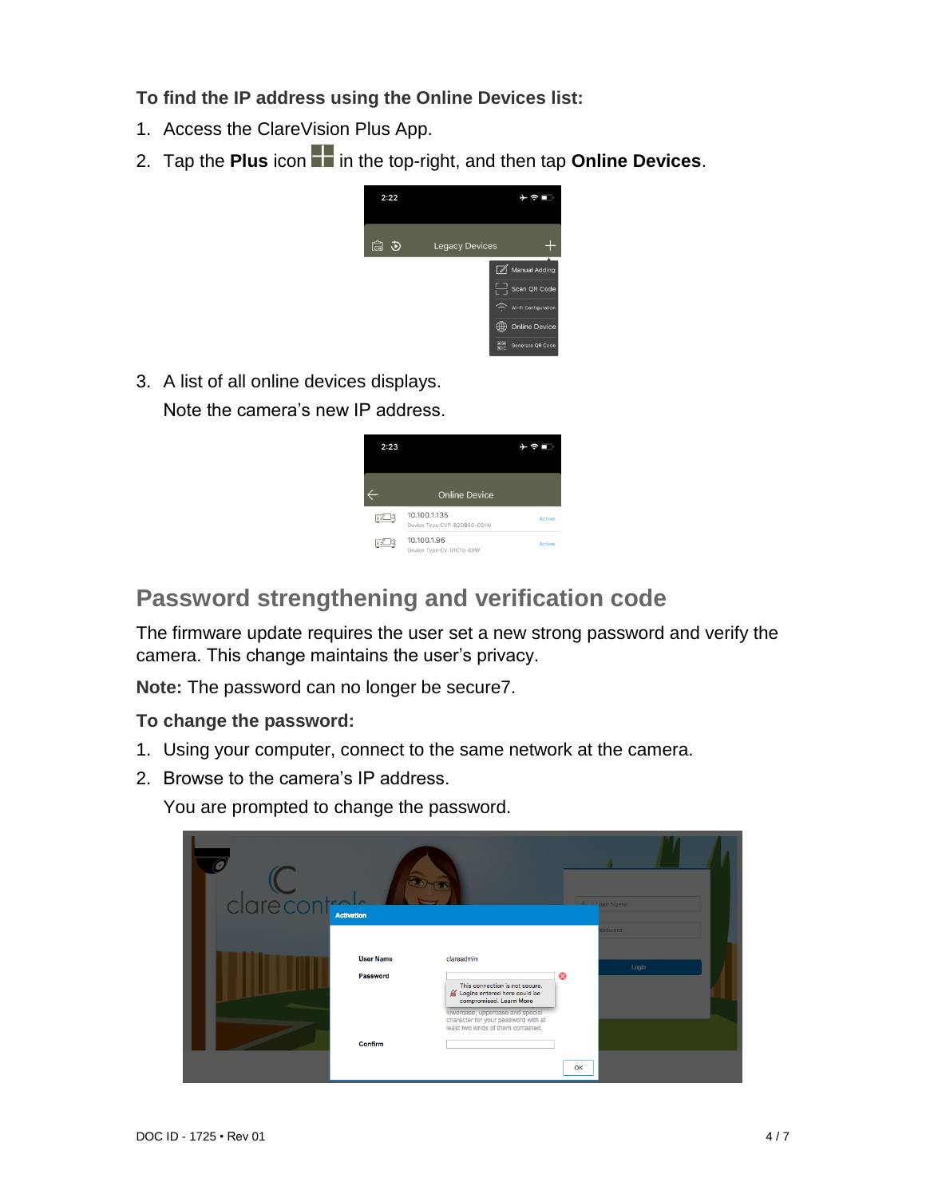**To find the IP address using the Online Devices list:**

1. Access the ClareVision Plus App.
2. Tap the **Plus** icon in the top-right, and then tap **Online Devices**.
3. A list of all online devices displays.

   Note the camera's new IP address.

## Password strengthening and verification code

The firmware update requires the user set a new strong password and verify the camera. This change maintains the user's privacy.

**Note:** The password can no longer be secure7.

**To change the password:**

1. Using your computer, connect to the same network at the camera.
2. Browse to the camera's IP address.

   You are prompted to change the password.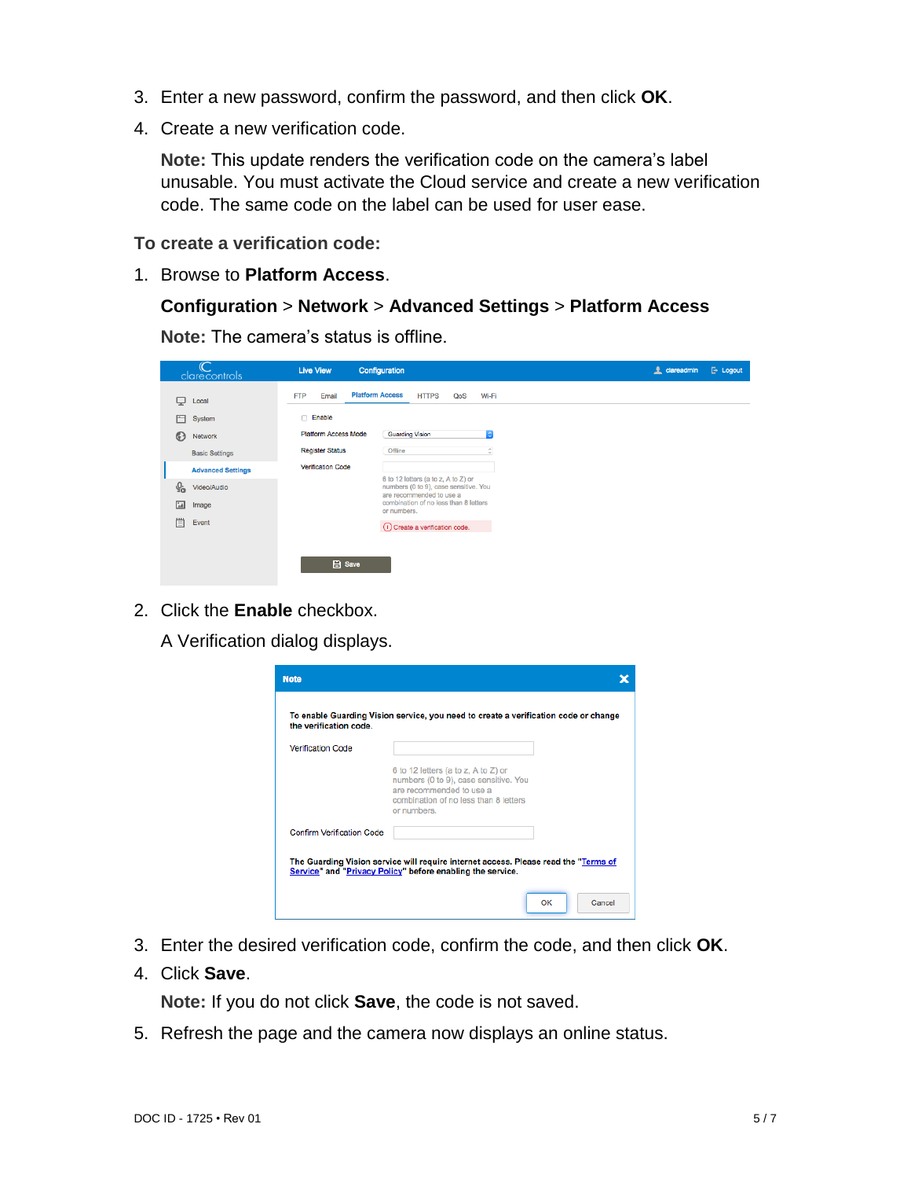3. Enter a new password, confirm the password, and then click **OK**.
4. Create a new verification code.

   **Note:** This update renders the verification code on the camera's label unusable. You must activate the Cloud service and create a new verification code. The same code on the label can be used for user ease.

### To create a verification code:

1. Browse to **Platform Access**.

   **Configuration** > **Network** > **Advanced Settings** > **Platform Access**

   **Note:** The camera's status is offline.

2. Click the **Enable** checkbox.

   A Verification dialog displays.

3. Enter the desired verification code, confirm the code, and then click **OK**.
4. Click **Save**.

   **Note:** If you do not click **Save**, the code is not saved.

5. Refresh the page and the camera now displays an online status.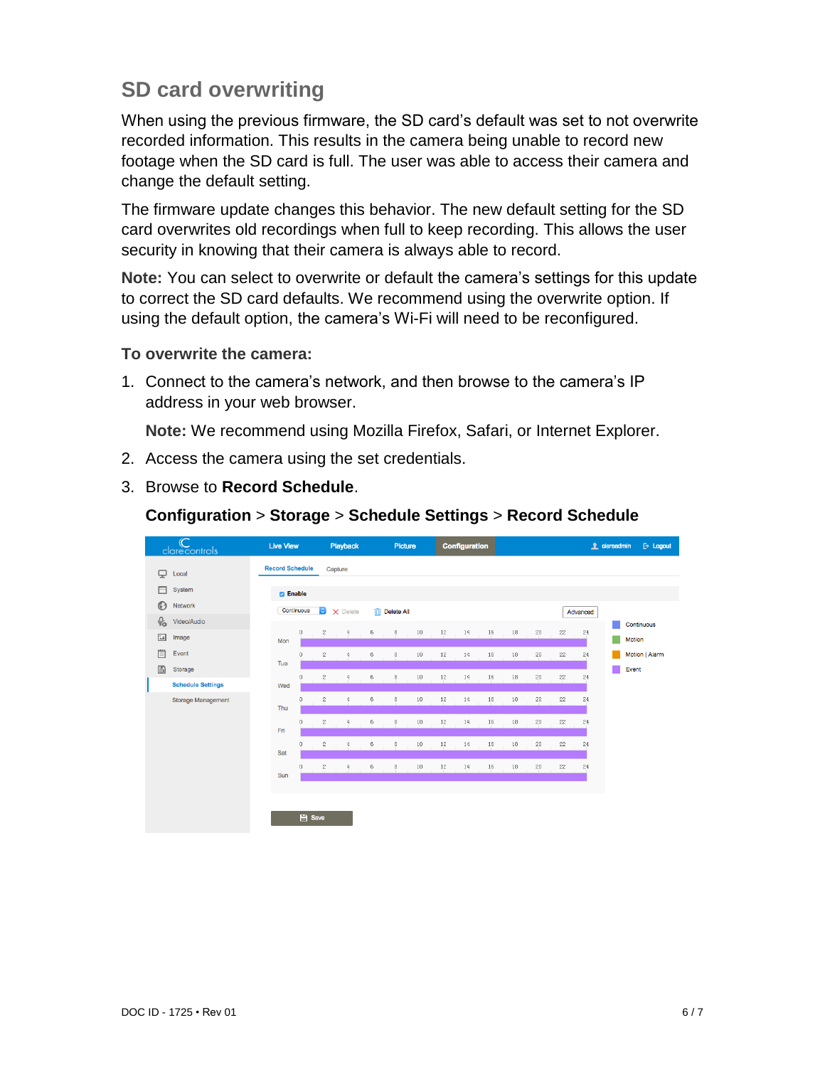## SD card overwriting

When using the previous firmware, the SD card's default was set to not overwrite recorded information. This results in the camera being unable to record new footage when the SD card is full. The user was able to access their camera and change the default setting.

The firmware update changes this behavior. The new default setting for the SD card overwrites old recordings when full to keep recording. This allows the user security in knowing that their camera is always able to record.

**Note:** You can select to overwrite or default the camera's settings for this update to correct the SD card defaults. We recommend using the overwrite option. If using the default option, the camera's Wi-Fi will need to be reconfigured.

### To overwrite the camera:

1. Connect to the camera's network, and then browse to the camera's IP address in your web browser.

   **Note:** We recommend using Mozilla Firefox, Safari, or Internet Explorer.

2. Access the camera using the set credentials.
3. Browse to **Record Schedule**.

   **Configuration** > **Storage** > **Schedule Settings** > **Record Schedule**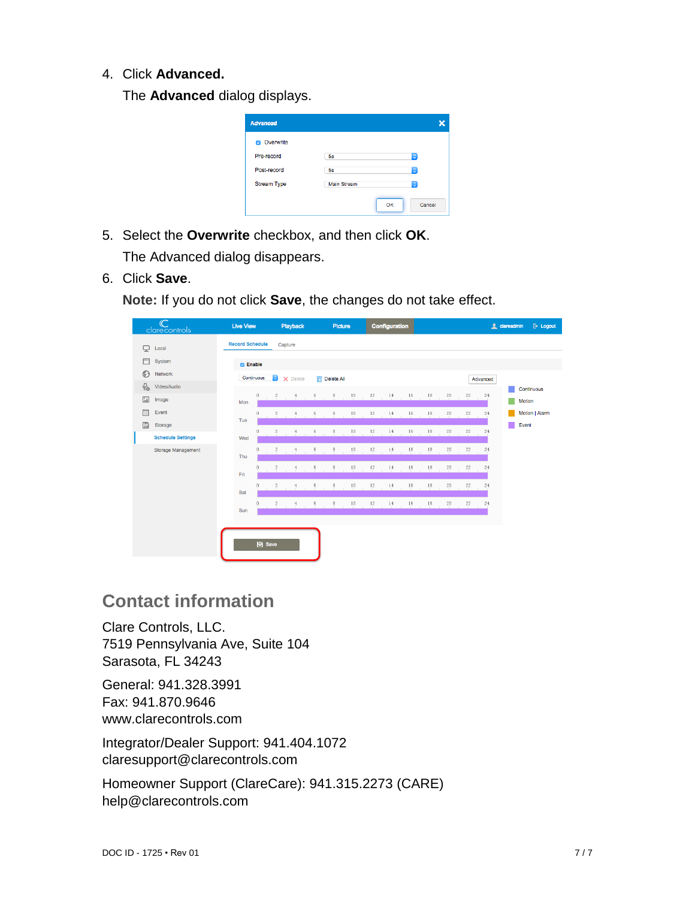4. Click **Advanced.**

   The **Advanced** dialog displays.

5. Select the **Overwrite** checkbox, and then click **OK**.

   The Advanced dialog disappears.

6. Click **Save**.

   **Note:** If you do not click **Save**, the changes do not take effect.

## Contact information

Clare Controls, LLC.
7519 Pennsylvania Ave, Suite 104
Sarasota, FL 34243

General: 941.328.3991
Fax: 941.870.9646
www.clarecontrols.com

Integrator/Dealer Support: 941.404.1072
claresupport@clarecontrols.com

Homeowner Support (ClareCare): 941.315.2273 (CARE)
help@clarecontrols.com

DOC ID - 1725 • Rev 01